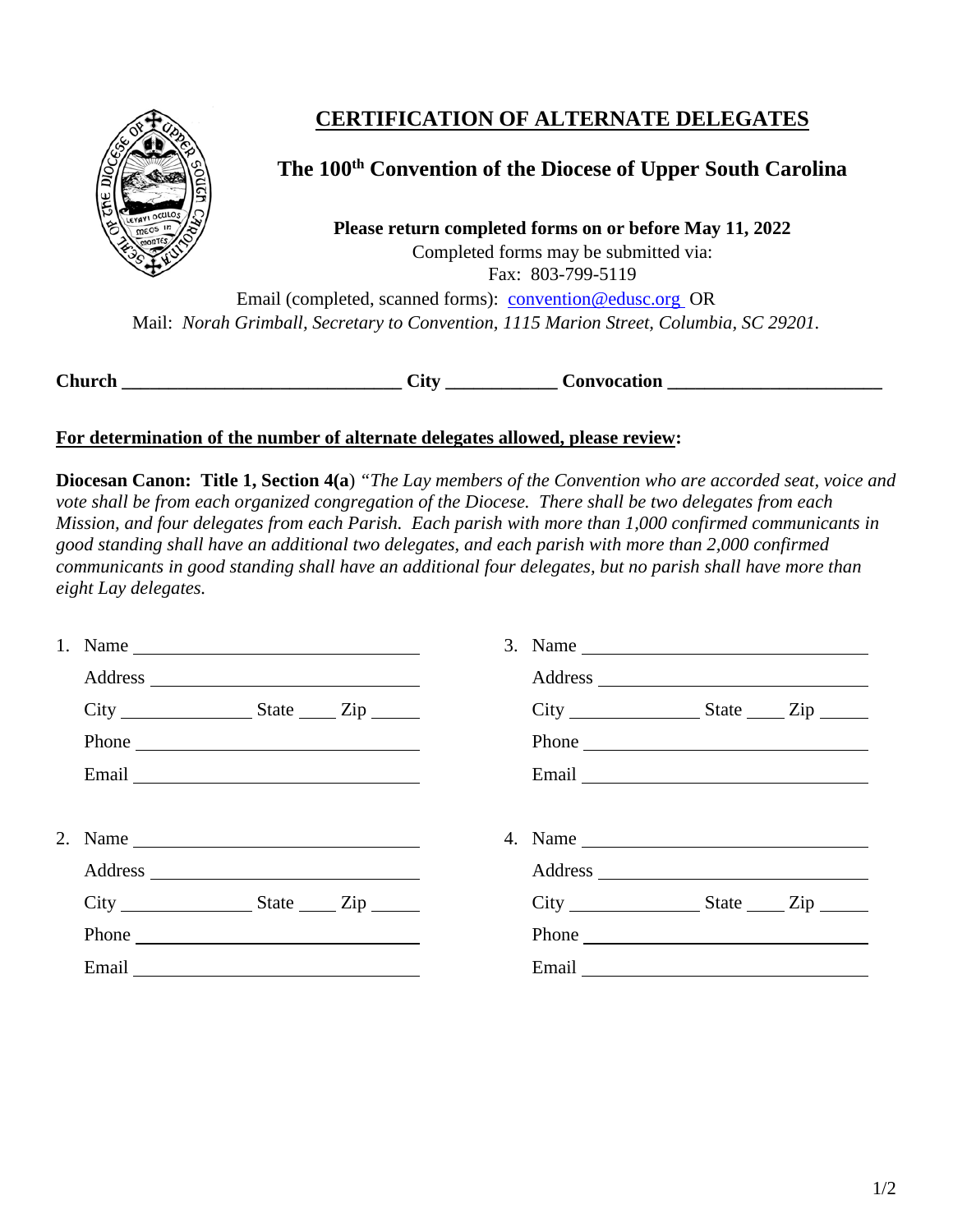# CERTIFICATION OF ALTERNATE DELEGATES

## The 100th Convention of the Diocese of Upper South Carolina

**Please return completed forms on or before May 11, 2022**

Completed forms may be submitted via:

Fax: 803-799-5119

Email (completed, scanned forms): convention@edusc.org OR

Mail: *Norah Grimball, Secretary to Convention, 1115 Marion Street, Columbia, SC 29201.*

**Church** ______________________________ **City** ___________ **Convocation** ______________________

**For determination of the number of alternate delegates allowed, please review:**

**Diocesan Canon: Title 1, Section 4(a**) *"The Lay members of the Convention who are accorded seat, voice and vote shall be from each organized congregation of the Diocese. There shall be two delegates from each Mission, and four delegates from each Parish. Each parish with more than 1,000 confirmed communicants in good standing shall have an additional two delegates, and each parish with more than 2,000 confirmed communicants in good standing shall have an additional four delegates, but no parish shall have more than eight Lay delegates.*

1. Name ______________________________
   Address ______________________________
   City ______________ State ____ Zip _____
   Phone ______________________________
   Email ______________________________

2. Name ______________________________
   Address ______________________________
   City ______________ State ____ Zip _____
   Phone ______________________________
   Email ______________________________

3. Name ______________________________
   Address ______________________________
   City ______________ State ____ Zip _____
   Phone ______________________________
   Email ______________________________

4. Name ______________________________
   Address ______________________________
   City ______________ State ____ Zip _____
   Phone ______________________________
   Email ______________________________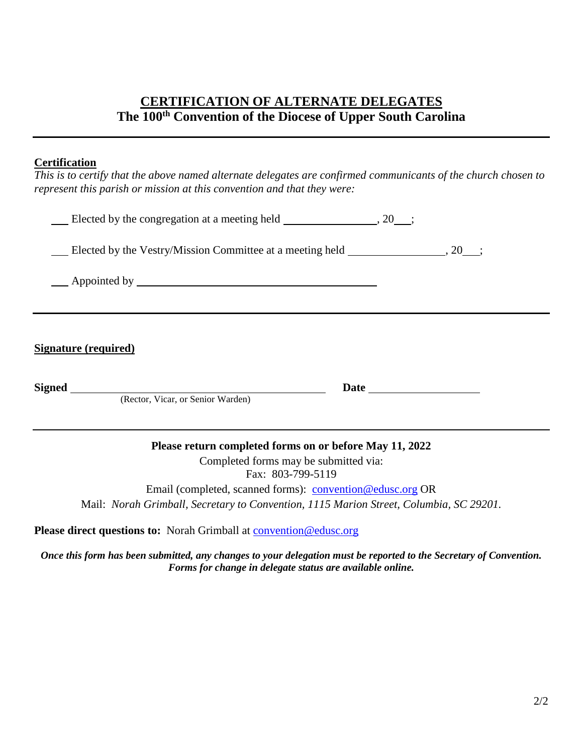# CERTIFICATION OF ALTERNATE DELEGATES
## The 100th Convention of the Diocese of Upper South Carolina

---

**Certification**

*This is to certify that the above named alternate delegates are confirmed communicants of the church chosen to represent this parish or mission at this convention and that they were:*

___ Elected by the congregation at a meeting held ________________, 20___;

___ Elected by the Vestry/Mission Committee at a meeting held ________________, 20___;

___ Appointed by ____________________________________________

---

**Signature (required)**

**Signed** ____________________________________________ **Date** ____________________
(Rector, Vicar, or Senior Warden)

---

**Please return completed forms on or before May 11, 2022**

Completed forms may be submitted via:
Fax: 803-799-5119
Email (completed, scanned forms): convention@edusc.org OR
Mail: *Norah Grimball, Secretary to Convention, 1115 Marion Street, Columbia, SC 29201.*

**Please direct questions to:** Norah Grimball at convention@edusc.org

***Once this form has been submitted, any changes to your delegation must be reported to the Secretary of Convention. Forms for change in delegate status are available online.***